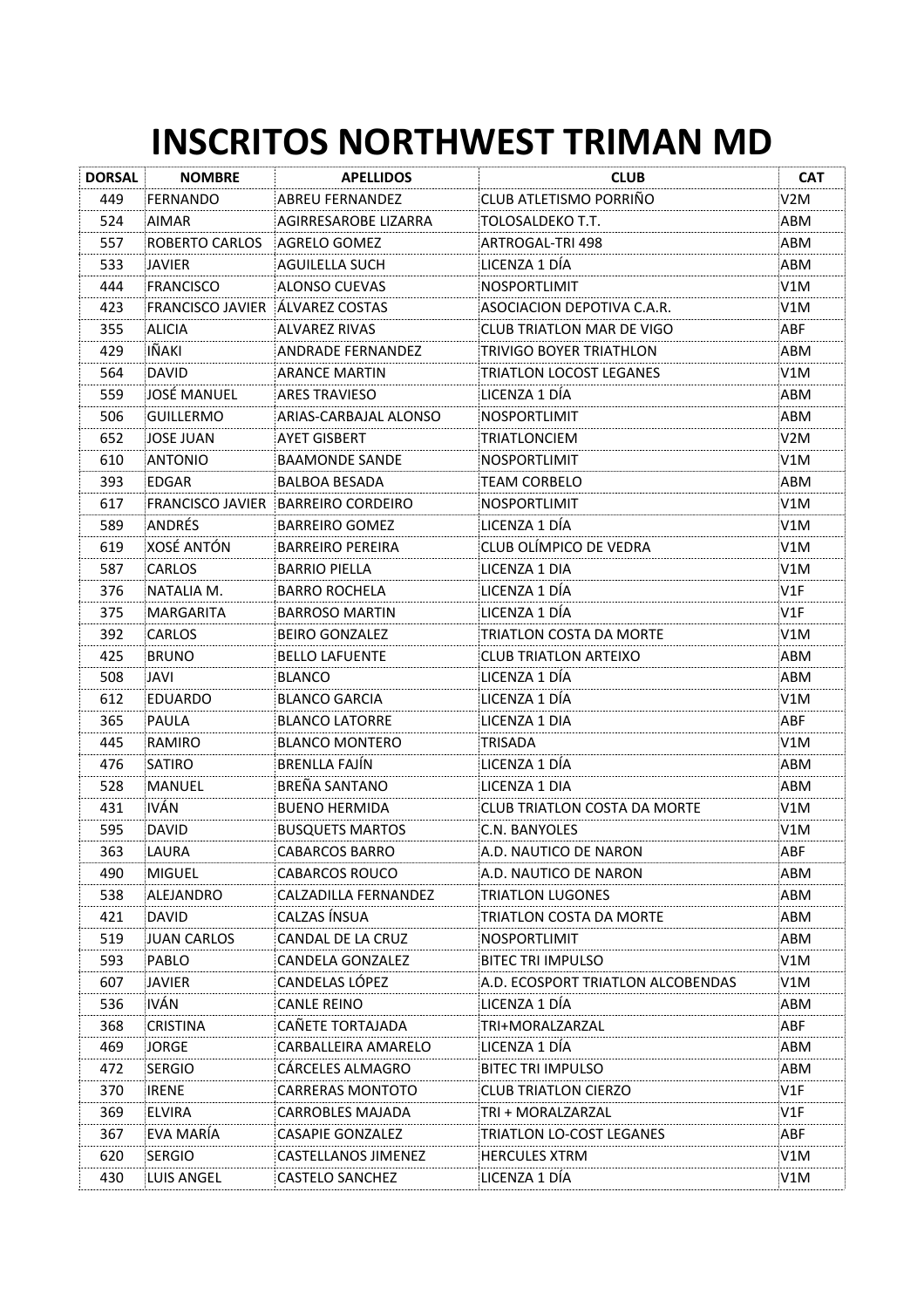# INSCRITOS NORTHWEST TRIMAN MD

| DORSAL | NOMBRE | APELLIDOS | CLUB | CAT |
|---|---|---|---|---|
| 449 | FERNANDO | ABREU FERNANDEZ | CLUB ATLETISMO PORRIÑO | V2M |
| 524 | AIMAR | AGIRRESAROBE LIZARRA | TOLOSALDEKO T.T. | ABM |
| 557 | ROBERTO CARLOS | AGRELO GOMEZ | ARTROGAL-TRI 498 | ABM |
| 533 | JAVIER | AGUILELLA SUCH | LICENZA 1 DÍA | ABM |
| 444 | FRANCISCO | ALONSO CUEVAS | NOSPORTLIMIT | V1M |
| 423 | FRANCISCO JAVIER | ÁLVAREZ COSTAS | ASOCIACION DEPOTIVA C.A.R. | V1M |
| 355 | ALICIA | ALVAREZ RIVAS | CLUB TRIATLON MAR DE VIGO | ABF |
| 429 | IÑAKI | ANDRADE FERNANDEZ | TRIVIGO BOYER TRIATHLON | ABM |
| 564 | DAVID | ARANCE MARTIN | TRIATLON LOCOST LEGANES | V1M |
| 559 | JOSÉ MANUEL | ARES TRAVIESO | LICENZA 1 DÍA | ABM |
| 506 | GUILLERMO | ARIAS-CARBAJAL ALONSO | NOSPORTLIMIT | ABM |
| 652 | JOSE JUAN | AYET GISBERT | TRIATLONCIEM | V2M |
| 610 | ANTONIO | BAAMONDE SANDE | NOSPORTLIMIT | V1M |
| 393 | EDGAR | BALBOA BESADA | TEAM CORBELO | ABM |
| 617 | FRANCISCO JAVIER | BARREIRO CORDEIRO | NOSPORTLIMIT | V1M |
| 589 | ANDRÉS | BARREIRO GOMEZ | LICENZA 1 DÍA | V1M |
| 619 | XOSÉ ANTÓN | BARREIRO PEREIRA | CLUB OLÍMPICO DE VEDRA | V1M |
| 587 | CARLOS | BARRIO PIELLA | LICENZA 1 DIA | V1M |
| 376 | NATALIA M. | BARRO ROCHELA | LICENZA 1 DÍA | V1F |
| 375 | MARGARITA | BARROSO MARTIN | LICENZA 1 DÍA | V1F |
| 392 | CARLOS | BEIRO GONZALEZ | TRIATLON COSTA DA MORTE | V1M |
| 425 | BRUNO | BELLO LAFUENTE | CLUB TRIATLON ARTEIXO | ABM |
| 508 | JAVI | BLANCO | LICENZA 1 DÍA | ABM |
| 612 | EDUARDO | BLANCO GARCIA | LICENZA 1 DÍA | V1M |
| 365 | PAULA | BLANCO LATORRE | LICENZA 1 DIA | ABF |
| 445 | RAMIRO | BLANCO MONTERO | TRISADA | V1M |
| 476 | SATIRO | BRENLLA FAJÍN | LICENZA 1 DÍA | ABM |
| 528 | MANUEL | BREÑA SANTANO | LICENZA 1 DIA | ABM |
| 431 | IVÁN | BUENO HERMIDA | CLUB TRIATLON COSTA DA MORTE | V1M |
| 595 | DAVID | BUSQUETS MARTOS | C.N. BANYOLES | V1M |
| 363 | LAURA | CABARCOS BARRO | A.D. NAUTICO DE NARON | ABF |
| 490 | MIGUEL | CABARCOS ROUCO | A.D. NAUTICO DE NARON | ABM |
| 538 | ALEJANDRO | CALZADILLA FERNANDEZ | TRIATLON LUGONES | ABM |
| 421 | DAVID | CALZAS ÍNSUA | TRIATLON COSTA DA MORTE | ABM |
| 519 | JUAN CARLOS | CANDAL DE LA CRUZ | NOSPORTLIMIT | ABM |
| 593 | PABLO | CANDELA GONZALEZ | BITEC TRI IMPULSO | V1M |
| 607 | JAVIER | CANDELAS LÓPEZ | A.D. ECOSPORT TRIATLON ALCOBENDAS | V1M |
| 536 | IVÁN | CANLE REINO | LICENZA 1 DÍA | ABM |
| 368 | CRISTINA | CAÑETE TORTAJADA | TRI+MORALZARZAL | ABF |
| 469 | JORGE | CARBALLEIRA AMARELO | LICENZA 1 DÍA | ABM |
| 472 | SERGIO | CÁRCELES ALMAGRO | BITEC TRI IMPULSO | ABM |
| 370 | IRENE | CARRERAS MONTOTO | CLUB TRIATLON CIERZO | V1F |
| 369 | ELVIRA | CARROBLES MAJADA | TRI + MORALZARZAL | V1F |
| 367 | EVA MARÍA | CASAPIE GONZALEZ | TRIATLON LO-COST LEGANES | ABF |
| 620 | SERGIO | CASTELLANOS JIMENEZ | HERCULES XTRM | V1M |
| 430 | LUIS ANGEL | CASTELO SANCHEZ | LICENZA 1 DÍA | V1M |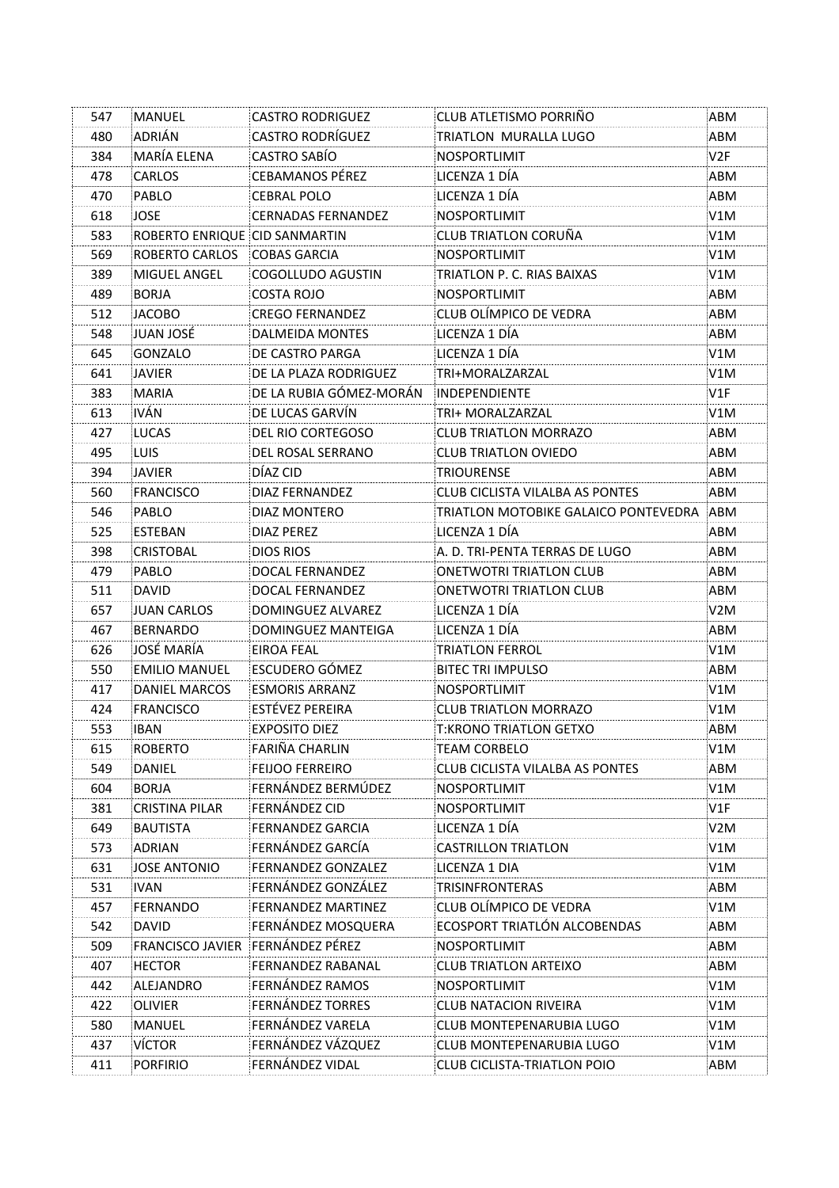| | | | | |
|---|---|---|---|---|
| 547 | MANUEL | CASTRO RODRIGUEZ | CLUB ATLETISMO PORRIÑO | ABM |
| 480 | ADRIÁN | CASTRO RODRÍGUEZ | TRIATLON MURALLA LUGO | ABM |
| 384 | MARÍA ELENA | CASTRO SABÍO | NOSPORTLIMIT | V2F |
| 478 | CARLOS | CEBAMANOS PÉREZ | LICENZA 1 DÍA | ABM |
| 470 | PABLO | CEBRAL POLO | LICENZA 1 DÍA | ABM |
| 618 | JOSE | CERNADAS FERNANDEZ | NOSPORTLIMIT | V1M |
| 583 | ROBERTO ENRIQUE | CID SANMARTIN | CLUB TRIATLON CORUÑA | V1M |
| 569 | ROBERTO CARLOS | COBAS GARCIA | NOSPORTLIMIT | V1M |
| 389 | MIGUEL ANGEL | COGOLLUDO AGUSTIN | TRIATLON P. C. RIAS BAIXAS | V1M |
| 489 | BORJA | COSTA ROJO | NOSPORTLIMIT | ABM |
| 512 | JACOBO | CREGO FERNANDEZ | CLUB OLÍMPICO DE VEDRA | ABM |
| 548 | JUAN JOSÉ | DALMEIDA MONTES | LICENZA 1 DÍA | ABM |
| 645 | GONZALO | DE CASTRO PARGA | LICENZA 1 DÍA | V1M |
| 641 | JAVIER | DE LA PLAZA RODRIGUEZ | TRI+MORALZARZAL | V1M |
| 383 | MARIA | DE LA RUBIA GÓMEZ-MORÁN | INDEPENDIENTE | V1F |
| 613 | IVÁN | DE LUCAS GARVÍN | TRI+ MORALZARZAL | V1M |
| 427 | LUCAS | DEL RIO CORTEGOSO | CLUB TRIATLON MORRAZO | ABM |
| 495 | LUIS | DEL ROSAL SERRANO | CLUB TRIATLON OVIEDO | ABM |
| 394 | JAVIER | DÍAZ CID | TRIOURENSE | ABM |
| 560 | FRANCISCO | DIAZ FERNANDEZ | CLUB CICLISTA VILALBA AS PONTES | ABM |
| 546 | PABLO | DIAZ MONTERO | TRIATLON MOTOBIKE GALAICO PONTEVEDRA | ABM |
| 525 | ESTEBAN | DIAZ PEREZ | LICENZA 1 DÍA | ABM |
| 398 | CRISTOBAL | DIOS RIOS | A. D. TRI-PENTA TERRAS DE LUGO | ABM |
| 479 | PABLO | DOCAL FERNANDEZ | ONETWOTRI TRIATLON CLUB | ABM |
| 511 | DAVID | DOCAL FERNANDEZ | ONETWOTRI TRIATLON CLUB | ABM |
| 657 | JUAN CARLOS | DOMINGUEZ ALVAREZ | LICENZA 1 DÍA | V2M |
| 467 | BERNARDO | DOMINGUEZ MANTEIGA | LICENZA 1 DÍA | ABM |
| 626 | JOSÉ MARÍA | EIROA FEAL | TRIATLON FERROL | V1M |
| 550 | EMILIO MANUEL | ESCUDERO GÓMEZ | BITEC TRI IMPULSO | ABM |
| 417 | DANIEL MARCOS | ESMORIS ARRANZ | NOSPORTLIMIT | V1M |
| 424 | FRANCISCO | ESTÉVEZ PEREIRA | CLUB TRIATLON MORRAZO | V1M |
| 553 | IBAN | EXPOSITO DIEZ | T:KRONO TRIATLON GETXO | ABM |
| 615 | ROBERTO | FARIÑA CHARLIN | TEAM CORBELO | V1M |
| 549 | DANIEL | FEIJOO FERREIRO | CLUB CICLISTA VILALBA AS PONTES | ABM |
| 604 | BORJA | FERNÁNDEZ BERMÚDEZ | NOSPORTLIMIT | V1M |
| 381 | CRISTINA PILAR | FERNÁNDEZ CID | NOSPORTLIMIT | V1F |
| 649 | BAUTISTA | FERNANDEZ GARCIA | LICENZA 1 DÍA | V2M |
| 573 | ADRIAN | FERNÁNDEZ GARCÍA | CASTRILLON TRIATLON | V1M |
| 631 | JOSE ANTONIO | FERNANDEZ GONZALEZ | LICENZA 1 DIA | V1M |
| 531 | IVAN | FERNÁNDEZ GONZÁLEZ | TRISINFRONTERAS | ABM |
| 457 | FERNANDO | FERNANDEZ MARTINEZ | CLUB OLÍMPICO DE VEDRA | V1M |
| 542 | DAVID | FERNÁNDEZ MOSQUERA | ECOSPORT TRIATLÓN ALCOBENDAS | ABM |
| 509 | FRANCISCO JAVIER | FERNÁNDEZ PÉREZ | NOSPORTLIMIT | ABM |
| 407 | HECTOR | FERNANDEZ RABANAL | CLUB TRIATLON ARTEIXO | ABM |
| 442 | ALEJANDRO | FERNÁNDEZ RAMOS | NOSPORTLIMIT | V1M |
| 422 | OLIVIER | FERNÁNDEZ TORRES | CLUB NATACION RIVEIRA | V1M |
| 580 | MANUEL | FERNÁNDEZ VARELA | CLUB MONTEPENARUBIA LUGO | V1M |
| 437 | VÍCTOR | FERNÁNDEZ VÁZQUEZ | CLUB MONTEPENARUBIA LUGO | V1M |
| 411 | PORFIRIO | FERNÁNDEZ VIDAL | CLUB CICLISTA-TRIATLON POIO | ABM |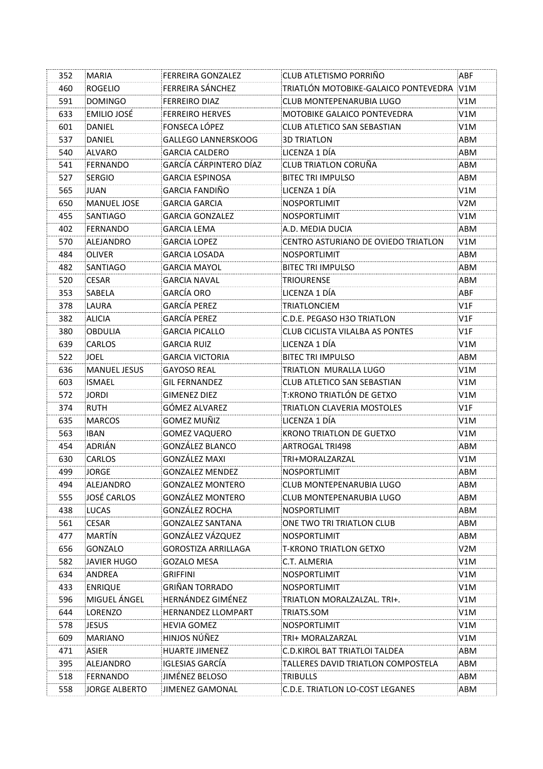| 352 | MARIA | FERREIRA GONZALEZ | CLUB ATLETISMO PORRIÑO | ABF |
|---|---|---|---|---|
| 460 | ROGELIO | FERREIRA SÁNCHEZ | TRIATLÓN MOTOBIKE-GALAICO PONTEVEDRA | V1M |
| 591 | DOMINGO | FERREIRO DIAZ | CLUB MONTEPENARUBIA LUGO | V1M |
| 633 | EMILIO JOSÉ | FERREIRO HERVES | MOTOBIKE GALAICO PONTEVEDRA | V1M |
| 601 | DANIEL | FONSECA LÓPEZ | CLUB ATLETICO SAN SEBASTIAN | V1M |
| 537 | DANIEL | GALLEGO LANNERSKOOG | 3D TRIATLON | ABM |
| 540 | ALVARO | GARCIA CALDERO | LICENZA 1 DÍA | ABM |
| 541 | FERNANDO | GARCÍA CÁRPINTERO DÍAZ | CLUB TRIATLON CORUÑA | ABM |
| 527 | SERGIO | GARCIA ESPINOSA | BITEC TRI IMPULSO | ABM |
| 565 | JUAN | GARCIA FANDIÑO | LICENZA 1 DÍA | V1M |
| 650 | MANUEL JOSE | GARCIA GARCIA | NOSPORTLIMIT | V2M |
| 455 | SANTIAGO | GARCIA GONZALEZ | NOSPORTLIMIT | V1M |
| 402 | FERNANDO | GARCIA LEMA | A.D. MEDIA DUCIA | ABM |
| 570 | ALEJANDRO | GARCIA LOPEZ | CENTRO ASTURIANO DE OVIEDO TRIATLON | V1M |
| 484 | OLIVER | GARCIA LOSADA | NOSPORTLIMIT | ABM |
| 482 | SANTIAGO | GARCIA MAYOL | BITEC TRI IMPULSO | ABM |
| 520 | CESAR | GARCIA NAVAL | TRIOURENSE | ABM |
| 353 | SABELA | GARCÍA ORO | LICENZA 1 DÍA | ABF |
| 378 | LAURA | GARCÍA PEREZ | TRIATLONCIEM | V1F |
| 382 | ALICIA | GARCÍA PEREZ | C.D.E. PEGASO H3O TRIATLON | V1F |
| 380 | OBDULIA | GARCIA PICALLO | CLUB CICLISTA VILALBA AS PONTES | V1F |
| 639 | CARLOS | GARCIA RUIZ | LICENZA 1 DÍA | V1M |
| 522 | JOEL | GARCIA VICTORIA | BITEC TRI IMPULSO | ABM |
| 636 | MANUEL JESUS | GAYOSO REAL | TRIATLON  MURALLA LUGO | V1M |
| 603 | ISMAEL | GIL FERNANDEZ | CLUB ATLETICO SAN SEBASTIAN | V1M |
| 572 | JORDI | GIMENEZ DIEZ | T:KRONO TRIATLÓN DE GETXO | V1M |
| 374 | RUTH | GÓMEZ ALVAREZ | TRIATLON CLAVERIA MOSTOLES | V1F |
| 635 | MARCOS | GOMEZ MUÑIZ | LICENZA 1 DÍA | V1M |
| 563 | IBAN | GOMEZ VAQUERO | KRONO TRIATLON DE GUETXO | V1M |
| 454 | ADRIÁN | GONZÁLEZ BLANCO | ARTROGAL TRI498 | ABM |
| 630 | CARLOS | GONZÁLEZ MAXI | TRI+MORALZARZAL | V1M |
| 499 | JORGE | GONZALEZ MENDEZ | NOSPORTLIMIT | ABM |
| 494 | ALEJANDRO | GONZALEZ MONTERO | CLUB MONTEPENARUBIA LUGO | ABM |
| 555 | JOSÉ CARLOS | GONZÁLEZ MONTERO | CLUB MONTEPENARUBIA LUGO | ABM |
| 438 | LUCAS | GONZÁLEZ ROCHA | NOSPORTLIMIT | ABM |
| 561 | CESAR | GONZALEZ SANTANA | ONE TWO TRI TRIATLON CLUB | ABM |
| 477 | MARTÍN | GONZÁLEZ VÁZQUEZ | NOSPORTLIMIT | ABM |
| 656 | GONZALO | GOROSTIZA ARRILLAGA | T-KRONO TRIATLON GETXO | V2M |
| 582 | JAVIER HUGO | GOZALO MESA | C.T. ALMERIA | V1M |
| 634 | ANDREA | GRIFFINI | NOSPORTLIMIT | V1M |
| 433 | ENRIQUE | GRIÑAN TORRADO | NOSPORTLIMIT | V1M |
| 596 | MIGUEL ÁNGEL | HERNÁNDEZ GIMÉNEZ | TRIATLON MORALZALZAL. TRI+. | V1M |
| 644 | LORENZO | HERNANDEZ LLOMPART | TRIATS.SOM | V1M |
| 578 | JESUS | HEVIA GOMEZ | NOSPORTLIMIT | V1M |
| 609 | MARIANO | HINJOS NÚÑEZ | TRI+ MORALZARZAL | V1M |
| 471 | ASIER | HUARTE JIMENEZ | C.D.KIROL BAT TRIATLOI TALDEA | ABM |
| 395 | ALEJANDRO | IGLESIAS GARCÍA | TALLERES DAVID TRIATLON COMPOSTELA | ABM |
| 518 | FERNANDO | JIMÉNEZ BELOSO | TRIBULLS | ABM |
| 558 | JORGE ALBERTO | JIMENEZ GAMONAL | C.D.E. TRIATLON LO-COST LEGANES | ABM |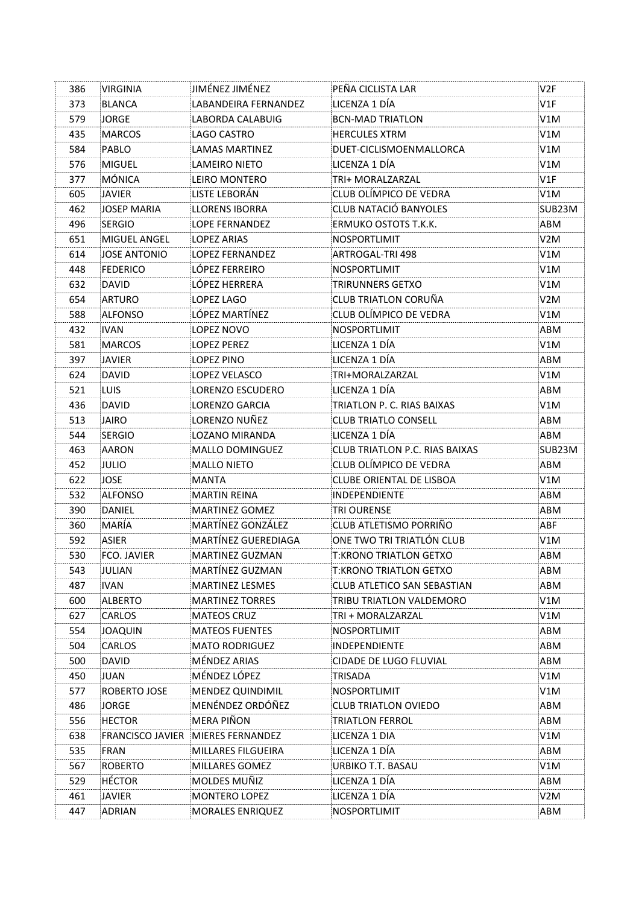| 386 | VIRGINIA | JIMÉNEZ JIMÉNEZ | PEÑA CICLISTA LAR | V2F |
|---|---|---|---|---|
| 373 | BLANCA | LABANDEIRA FERNANDEZ | LICENZA 1 DÍA | V1F |
| 579 | JORGE | LABORDA CALABUIG | BCN-MAD TRIATLON | V1M |
| 435 | MARCOS | LAGO CASTRO | HERCULES XTRM | V1M |
| 584 | PABLO | LAMAS MARTINEZ | DUET-CICLISMOENMALLORCA | V1M |
| 576 | MIGUEL | LAMEIRO NIETO | LICENZA 1 DÍA | V1M |
| 377 | MÓNICA | LEIRO MONTERO | TRI+ MORALZARZAL | V1F |
| 605 | JAVIER | LISTE LEBORÁN | CLUB OLÍMPICO DE VEDRA | V1M |
| 462 | JOSEP MARIA | LLORENS IBORRA | CLUB NATACIÓ BANYOLES | SUB23M |
| 496 | SERGIO | LOPE FERNANDEZ | ERMUKO OSTOTS T.K.K. | ABM |
| 651 | MIGUEL ANGEL | LOPEZ ARIAS | NOSPORTLIMIT | V2M |
| 614 | JOSE ANTONIO | LOPEZ FERNANDEZ | ARTROGAL-TRI 498 | V1M |
| 448 | FEDERICO | LÓPEZ FERREIRO | NOSPORTLIMIT | V1M |
| 632 | DAVID | LÓPEZ HERRERA | TRIRUNNERS GETXO | V1M |
| 654 | ARTURO | LOPEZ LAGO | CLUB TRIATLON CORUÑA | V2M |
| 588 | ALFONSO | LÓPEZ MARTÍNEZ | CLUB OLÍMPICO DE VEDRA | V1M |
| 432 | IVAN | LOPEZ NOVO | NOSPORTLIMIT | ABM |
| 581 | MARCOS | LOPEZ PEREZ | LICENZA 1 DÍA | V1M |
| 397 | JAVIER | LOPEZ PINO | LICENZA 1 DÍA | ABM |
| 624 | DAVID | LOPEZ VELASCO | TRI+MORALZARZAL | V1M |
| 521 | LUIS | LORENZO ESCUDERO | LICENZA 1 DÍA | ABM |
| 436 | DAVID | LORENZO GARCIA | TRIATLON P. C. RIAS BAIXAS | V1M |
| 513 | JAIRO | LORENZO NUÑEZ | CLUB TRIATLO CONSELL | ABM |
| 544 | SERGIO | LOZANO MIRANDA | LICENZA 1 DÍA | ABM |
| 463 | AARON | MALLO DOMINGUEZ | CLUB TRIATLON P.C. RIAS BAIXAS | SUB23M |
| 452 | JULIO | MALLO NIETO | CLUB OLÍMPICO DE VEDRA | ABM |
| 622 | JOSE | MANTA | CLUBE ORIENTAL DE LISBOA | V1M |
| 532 | ALFONSO | MARTIN REINA | INDEPENDIENTE | ABM |
| 390 | DANIEL | MARTINEZ GOMEZ | TRI OURENSE | ABM |
| 360 | MARÍA | MARTÍNEZ GONZÁLEZ | CLUB ATLETISMO PORRIÑO | ABF |
| 592 | ASIER | MARTÍNEZ GUEREDIAGA | ONE TWO TRI TRIATLÓN CLUB | V1M |
| 530 | FCO. JAVIER | MARTINEZ GUZMAN | T:KRONO TRIATLON GETXO | ABM |
| 543 | JULIAN | MARTÍNEZ GUZMAN | T:KRONO TRIATLON GETXO | ABM |
| 487 | IVAN | MARTINEZ LESMES | CLUB ATLETICO SAN SEBASTIAN | ABM |
| 600 | ALBERTO | MARTINEZ TORRES | TRIBU TRIATLON VALDEMORO | V1M |
| 627 | CARLOS | MATEOS CRUZ | TRI + MORALZARZAL | V1M |
| 554 | JOAQUIN | MATEOS FUENTES | NOSPORTLIMIT | ABM |
| 504 | CARLOS | MATO RODRIGUEZ | INDEPENDIENTE | ABM |
| 500 | DAVID | MÉNDEZ ARIAS | CIDADE DE LUGO FLUVIAL | ABM |
| 450 | JUAN | MÉNDEZ LÓPEZ | TRISADA | V1M |
| 577 | ROBERTO JOSE | MENDEZ QUINDIMIL | NOSPORTLIMIT | V1M |
| 486 | JORGE | MENÉNDEZ ORDÓÑEZ | CLUB TRIATLON OVIEDO | ABM |
| 556 | HECTOR | MERA PIÑON | TRIATLON FERROL | ABM |
| 638 | FRANCISCO JAVIER | MIERES FERNANDEZ | LICENZA 1 DIA | V1M |
| 535 | FRAN | MILLARES FILGUEIRA | LICENZA 1 DÍA | ABM |
| 567 | ROBERTO | MILLARES GOMEZ | URBIKO T.T. BASAU | V1M |
| 529 | HÉCTOR | MOLDES MUÑIZ | LICENZA 1 DÍA | ABM |
| 461 | JAVIER | MONTERO LOPEZ | LICENZA 1 DÍA | V2M |
| 447 | ADRIAN | MORALES ENRIQUEZ | NOSPORTLIMIT | ABM |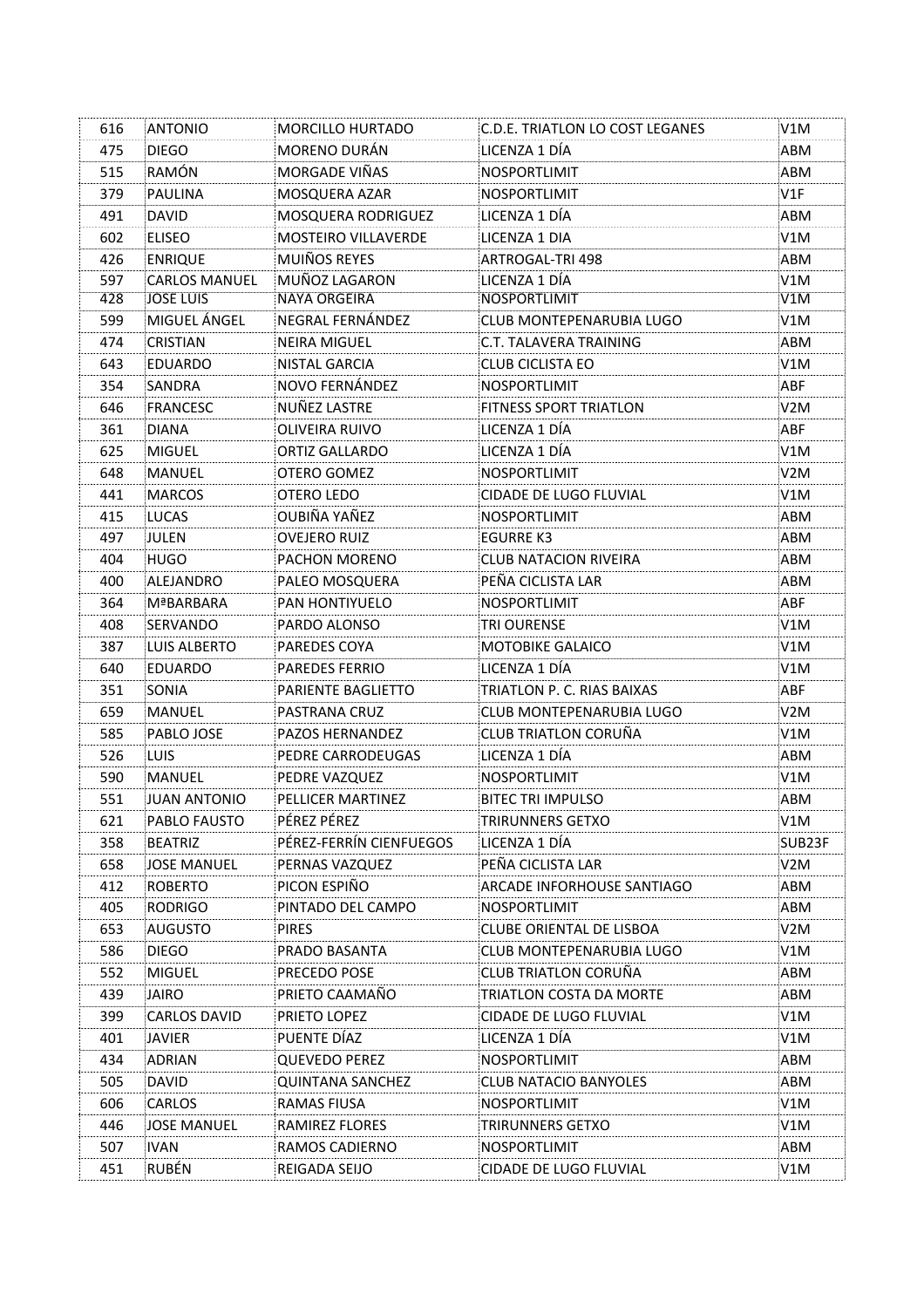| 616 | ANTONIO | MORCILLO HURTADO | C.D.E. TRIATLON LO COST LEGANES | V1M |
|---|---|---|---|---|
| 475 | DIEGO | MORENO DURÁN | LICENZA 1 DÍA | ABM |
| 515 | RAMÓN | MORGADE VIÑAS | NOSPORTLIMIT | ABM |
| 379 | PAULINA | MOSQUERA AZAR | NOSPORTLIMIT | V1F |
| 491 | DAVID | MOSQUERA RODRIGUEZ | LICENZA 1 DÍA | ABM |
| 602 | ELISEO | MOSTEIRO VILLAVERDE | LICENZA 1 DIA | V1M |
| 426 | ENRIQUE | MUIÑOS REYES | ARTROGAL-TRI 498 | ABM |
| 597 | CARLOS MANUEL | MUÑOZ LAGARON | LICENZA 1 DÍA | V1M |
| 428 | JOSE LUIS | NAYA ORGEIRA | NOSPORTLIMIT | V1M |
| 599 | MIGUEL ÁNGEL | NEGRAL FERNÁNDEZ | CLUB MONTEPENARUBIA LUGO | V1M |
| 474 | CRISTIAN | NEIRA MIGUEL | C.T. TALAVERA TRAINING | ABM |
| 643 | EDUARDO | NISTAL GARCIA | CLUB CICLISTA EO | V1M |
| 354 | SANDRA | NOVO FERNÁNDEZ | NOSPORTLIMIT | ABF |
| 646 | FRANCESC | NUÑEZ LASTRE | FITNESS SPORT TRIATLON | V2M |
| 361 | DIANA | OLIVEIRA RUIVO | LICENZA 1 DÍA | ABF |
| 625 | MIGUEL | ORTIZ GALLARDO | LICENZA 1 DÍA | V1M |
| 648 | MANUEL | OTERO GOMEZ | NOSPORTLIMIT | V2M |
| 441 | MARCOS | OTERO LEDO | CIDADE DE LUGO FLUVIAL | V1M |
| 415 | LUCAS | OUBIÑA YAÑEZ | NOSPORTLIMIT | ABM |
| 497 | JULEN | OVEJERO RUIZ | EGURRE K3 | ABM |
| 404 | HUGO | PACHON MORENO | CLUB NATACION RIVEIRA | ABM |
| 400 | ALEJANDRO | PALEO MOSQUERA | PEÑA CICLISTA LAR | ABM |
| 364 | MªBARBARA | PAN HONTIYUELO | NOSPORTLIMIT | ABF |
| 408 | SERVANDO | PARDO ALONSO | TRI OURENSE | V1M |
| 387 | LUIS ALBERTO | PAREDES COYA | MOTOBIKE GALAICO | V1M |
| 640 | EDUARDO | PAREDES FERRIO | LICENZA 1 DÍA | V1M |
| 351 | SONIA | PARIENTE BAGLIETTO | TRIATLON P. C. RIAS BAIXAS | ABF |
| 659 | MANUEL | PASTRANA CRUZ | CLUB MONTEPENARUBIA LUGO | V2M |
| 585 | PABLO JOSE | PAZOS HERNANDEZ | CLUB TRIATLON CORUÑA | V1M |
| 526 | LUIS | PEDRE CARRODEUGAS | LICENZA 1 DÍA | ABM |
| 590 | MANUEL | PEDRE VAZQUEZ | NOSPORTLIMIT | V1M |
| 551 | JUAN ANTONIO | PELLICER MARTINEZ | BITEC TRI IMPULSO | ABM |
| 621 | PABLO FAUSTO | PÉREZ PÉREZ | TRIRUNNERS GETXO | V1M |
| 358 | BEATRIZ | PÉREZ-FERRÍN CIENFUEGOS | LICENZA 1 DÍA | SUB23F |
| 658 | JOSE MANUEL | PERNAS VAZQUEZ | PEÑA CICLISTA LAR | V2M |
| 412 | ROBERTO | PICON ESPIÑO | ARCADE INFORHOUSE SANTIAGO | ABM |
| 405 | RODRIGO | PINTADO DEL CAMPO | NOSPORTLIMIT | ABM |
| 653 | AUGUSTO | PIRES | CLUBE ORIENTAL DE LISBOA | V2M |
| 586 | DIEGO | PRADO BASANTA | CLUB MONTEPENARUBIA LUGO | V1M |
| 552 | MIGUEL | PRECEDO POSE | CLUB TRIATLON CORUÑA | ABM |
| 439 | JAIRO | PRIETO CAAMAÑO | TRIATLON COSTA DA MORTE | ABM |
| 399 | CARLOS DAVID | PRIETO LOPEZ | CIDADE DE LUGO FLUVIAL | V1M |
| 401 | JAVIER | PUENTE DÍAZ | LICENZA 1 DÍA | V1M |
| 434 | ADRIAN | QUEVEDO PEREZ | NOSPORTLIMIT | ABM |
| 505 | DAVID | QUINTANA SANCHEZ | CLUB NATACIO BANYOLES | ABM |
| 606 | CARLOS | RAMAS FIUSA | NOSPORTLIMIT | V1M |
| 446 | JOSE MANUEL | RAMIREZ FLORES | TRIRUNNERS GETXO | V1M |
| 507 | IVAN | RAMOS CADIERNO | NOSPORTLIMIT | ABM |
| 451 | RUBÉN | REIGADA SEIJO | CIDADE DE LUGO FLUVIAL | V1M |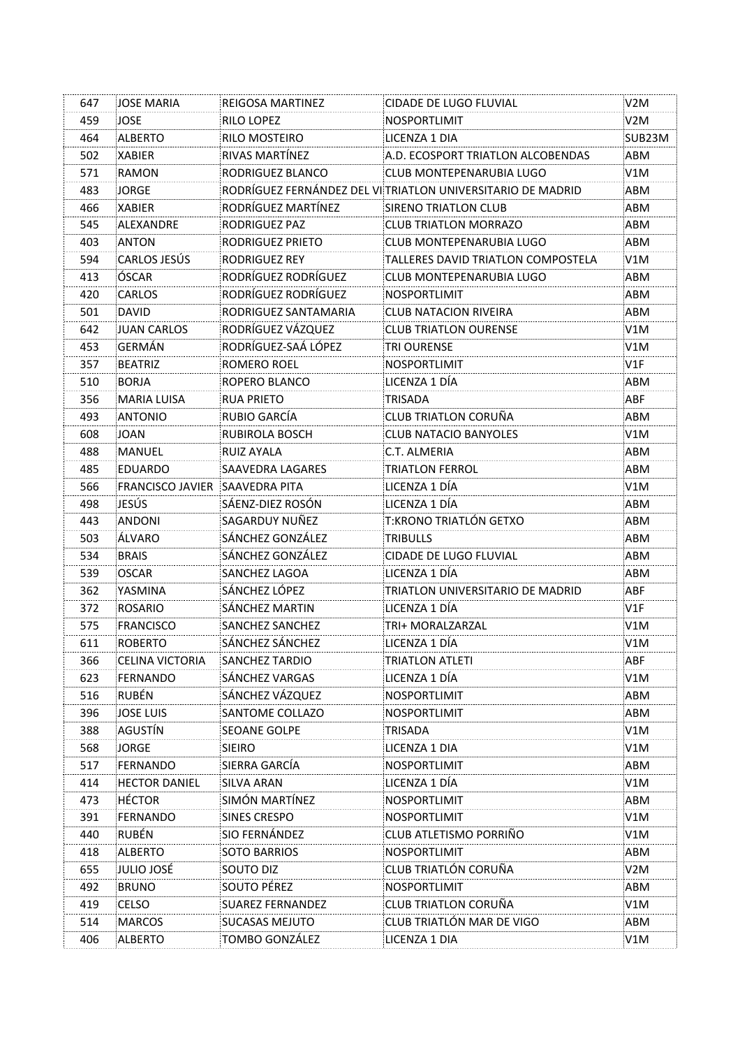| 647 | JOSE MARIA | REIGOSA MARTINEZ | CIDADE DE LUGO FLUVIAL | V2M |
|---|---|---|---|---|
| 459 | JOSE | RILO LOPEZ | NOSPORTLIMIT | V2M |
| 464 | ALBERTO | RILO MOSTEIRO | LICENZA 1 DIA | SUB23M |
| 502 | XABIER | RIVAS MARTÍNEZ | A.D. ECOSPORT TRIATLON ALCOBENDAS | ABM |
| 571 | RAMON | RODRIGUEZ BLANCO | CLUB MONTEPENARUBIA LUGO | V1M |
| 483 | JORGE | RODRÍGUEZ FERNÁNDEZ DEL VI | TRIATLON UNIVERSITARIO DE MADRID | ABM |
| 466 | XABIER | RODRÍGUEZ MARTÍNEZ | SIRENO TRIATLON CLUB | ABM |
| 545 | ALEXANDRE | RODRIGUEZ PAZ | CLUB TRIATLON MORRAZO | ABM |
| 403 | ANTON | RODRIGUEZ PRIETO | CLUB MONTEPENARUBIA LUGO | ABM |
| 594 | CARLOS JESÚS | RODRIGUEZ REY | TALLERES DAVID TRIATLON COMPOSTELA | V1M |
| 413 | ÓSCAR | RODRÍGUEZ RODRÍGUEZ | CLUB MONTEPENARUBIA LUGO | ABM |
| 420 | CARLOS | RODRÍGUEZ RODRÍGUEZ | NOSPORTLIMIT | ABM |
| 501 | DAVID | RODRIGUEZ SANTAMARIA | CLUB NATACION RIVEIRA | ABM |
| 642 | JUAN CARLOS | RODRÍGUEZ VÁZQUEZ | CLUB TRIATLON OURENSE | V1M |
| 453 | GERMÁN | RODRÍGUEZ-SAÁ LÓPEZ | TRI OURENSE | V1M |
| 357 | BEATRIZ | ROMERO ROEL | NOSPORTLIMIT | V1F |
| 510 | BORJA | ROPERO BLANCO | LICENZA 1 DÍA | ABM |
| 356 | MARIA LUISA | RUA PRIETO | TRISADA | ABF |
| 493 | ANTONIO | RUBIO GARCÍA | CLUB TRIATLON CORUÑA | ABM |
| 608 | JOAN | RUBIROLA BOSCH | CLUB NATACIO BANYOLES | V1M |
| 488 | MANUEL | RUIZ AYALA | C.T. ALMERIA | ABM |
| 485 | EDUARDO | SAAVEDRA LAGARES | TRIATLON FERROL | ABM |
| 566 | FRANCISCO JAVIER | SAAVEDRA PITA | LICENZA 1 DÍA | V1M |
| 498 | JESÚS | SÁENZ-DIEZ ROSÓN | LICENZA 1 DÍA | ABM |
| 443 | ANDONI | SAGARDUY NUÑEZ | T:KRONO TRIATLÓN GETXO | ABM |
| 503 | ÁLVARO | SÁNCHEZ GONZÁLEZ | TRIBULLS | ABM |
| 534 | BRAIS | SÁNCHEZ GONZÁLEZ | CIDADE DE LUGO FLUVIAL | ABM |
| 539 | OSCAR | SANCHEZ LAGOA | LICENZA 1 DÍA | ABM |
| 362 | YASMINA | SÁNCHEZ LÓPEZ | TRIATLON UNIVERSITARIO DE MADRID | ABF |
| 372 | ROSARIO | SÁNCHEZ MARTIN | LICENZA 1 DÍA | V1F |
| 575 | FRANCISCO | SANCHEZ SANCHEZ | TRI+ MORALZARZAL | V1M |
| 611 | ROBERTO | SÁNCHEZ SÁNCHEZ | LICENZA 1 DÍA | V1M |
| 366 | CELINA VICTORIA | SANCHEZ TARDIO | TRIATLON ATLETI | ABF |
| 623 | FERNANDO | SÁNCHEZ VARGAS | LICENZA 1 DÍA | V1M |
| 516 | RUBÉN | SÁNCHEZ VÁZQUEZ | NOSPORTLIMIT | ABM |
| 396 | JOSE LUIS | SANTOME COLLAZO | NOSPORTLIMIT | ABM |
| 388 | AGUSTÍN | SEOANE GOLPE | TRISADA | V1M |
| 568 | JORGE | SIEIRO | LICENZA 1 DIA | V1M |
| 517 | FERNANDO | SIERRA GARCÍA | NOSPORTLIMIT | ABM |
| 414 | HECTOR DANIEL | SILVA ARAN | LICENZA 1 DÍA | V1M |
| 473 | HÉCTOR | SIMÓN MARTÍNEZ | NOSPORTLIMIT | ABM |
| 391 | FERNANDO | SINES CRESPO | NOSPORTLIMIT | V1M |
| 440 | RUBÉN | SIO FERNÁNDEZ | CLUB ATLETISMO PORRIÑO | V1M |
| 418 | ALBERTO | SOTO BARRIOS | NOSPORTLIMIT | ABM |
| 655 | JULIO JOSÉ | SOUTO DIZ | CLUB TRIATLÓN CORUÑA | V2M |
| 492 | BRUNO | SOUTO PÉREZ | NOSPORTLIMIT | ABM |
| 419 | CELSO | SUAREZ FERNANDEZ | CLUB TRIATLON CORUÑA | V1M |
| 514 | MARCOS | SUCASAS MEJUTO | CLUB TRIATLÓN MAR DE VIGO | ABM |
| 406 | ALBERTO | TOMBO GONZÁLEZ | LICENZA 1 DIA | V1M |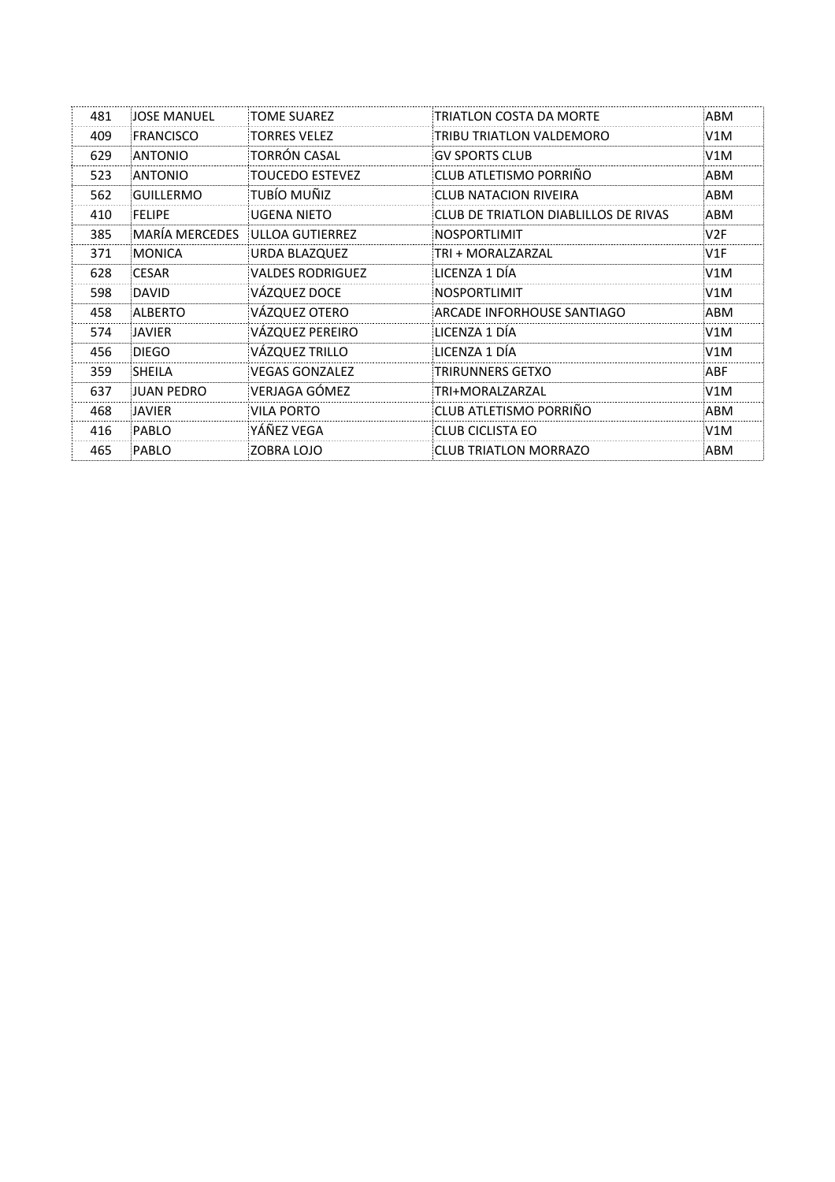| | | | | |
|---|---|---|---|---|
| 481 | JOSE MANUEL | TOME SUAREZ | TRIATLON COSTA DA MORTE | ABM |
| 409 | FRANCISCO | TORRES VELEZ | TRIBU TRIATLON VALDEMORO | V1M |
| 629 | ANTONIO | TORRÓN CASAL | GV SPORTS CLUB | V1M |
| 523 | ANTONIO | TOUCEDO ESTEVEZ | CLUB ATLETISMO PORRIÑO | ABM |
| 562 | GUILLERMO | TUBÍO MUÑIZ | CLUB NATACION RIVEIRA | ABM |
| 410 | FELIPE | UGENA NIETO | CLUB DE TRIATLON DIABLILLOS DE RIVAS | ABM |
| 385 | MARÍA MERCEDES | ULLOA GUTIERREZ | NOSPORTLIMIT | V2F |
| 371 | MONICA | URDA BLAZQUEZ | TRI + MORALZARZAL | V1F |
| 628 | CESAR | VALDES RODRIGUEZ | LICENZA 1 DÍA | V1M |
| 598 | DAVID | VÁZQUEZ DOCE | NOSPORTLIMIT | V1M |
| 458 | ALBERTO | VÁZQUEZ OTERO | ARCADE INFORHOUSE SANTIAGO | ABM |
| 574 | JAVIER | VÁZQUEZ PEREIRO | LICENZA 1 DÍA | V1M |
| 456 | DIEGO | VÁZQUEZ TRILLO | LICENZA 1 DÍA | V1M |
| 359 | SHEILA | VEGAS GONZALEZ | TRIRUNNERS GETXO | ABF |
| 637 | JUAN PEDRO | VERJAGA GÓMEZ | TRI+MORALZARZAL | V1M |
| 468 | JAVIER | VILA PORTO | CLUB ATLETISMO PORRIÑO | ABM |
| 416 | PABLO | YÁÑEZ VEGA | CLUB CICLISTA EO | V1M |
| 465 | PABLO | ZOBRA LOJO | CLUB TRIATLON MORRAZO | ABM |